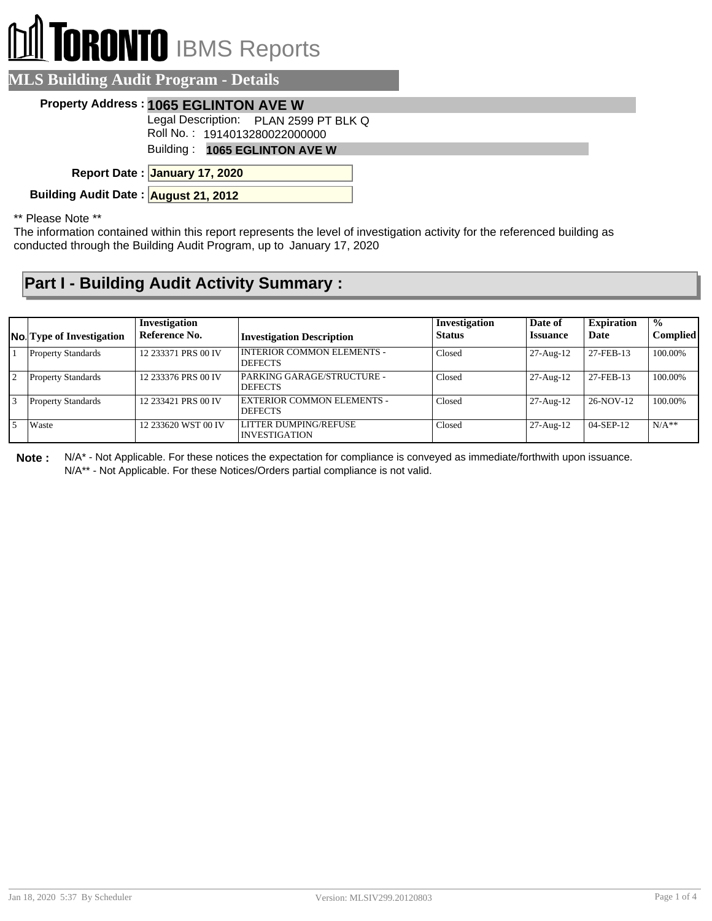# TORONTO IBMS Reports

## MLS Building Audit Program - Details

**Property Address :** **1065 EGLINTON AVE W**

Legal Description: PLAN 2599 PT BLK Q

Roll No. : 1914013280022000000

Building : **1065 EGLINTON AVE W**

**Report Date :** **January 17, 2020**

**Building Audit Date :** **August 21, 2012**

** Please Note **

The information contained within this report represents the level of investigation activity for the referenced building as conducted through the Building Audit Program, up to January 17, 2020

## Part I - Building Audit Activity Summary :

| No. | Type of Investigation | Investigation Reference No. | Investigation Description | Investigation Status | Date of Issuance | Expiration Date | % Complied |
|---|---|---|---|---|---|---|---|
| 1 | Property Standards | 12 233371 PRS 00 IV | INTERIOR COMMON ELEMENTS - DEFECTS | Closed | 27-Aug-12 | 27-FEB-13 | 100.00% |
| 2 | Property Standards | 12 233376 PRS 00 IV | PARKING GARAGE/STRUCTURE - DEFECTS | Closed | 27-Aug-12 | 27-FEB-13 | 100.00% |
| 3 | Property Standards | 12 233421 PRS 00 IV | EXTERIOR COMMON ELEMENTS - DEFECTS | Closed | 27-Aug-12 | 26-NOV-12 | 100.00% |
| 5 | Waste | 12 233620 WST 00 IV | LITTER DUMPING/REFUSE INVESTIGATION | Closed | 27-Aug-12 | 04-SEP-12 | N/A** |

**Note :** N/A* - Not Applicable. For these notices the expectation for compliance is conveyed as immediate/forthwith upon issuance.
N/A** - Not Applicable. For these Notices/Orders partial compliance is not valid.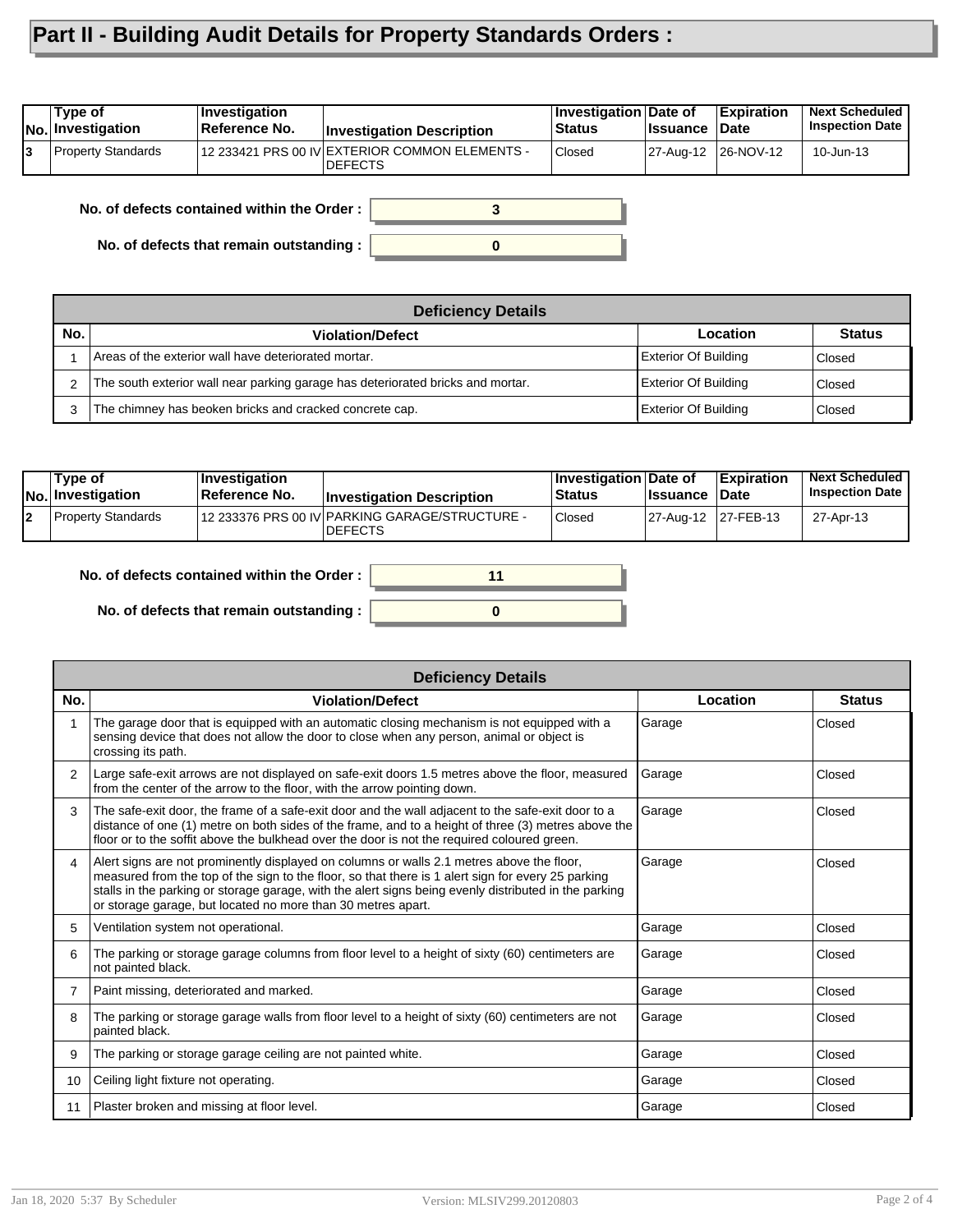# Part II - Building Audit Details for Property Standards Orders :

| No. | Type of Investigation | Investigation Reference No. | Investigation Description | Investigation Status | Date of Issuance | Expiration Date | Next Scheduled Inspection Date |
|---|---|---|---|---|---|---|---|
| 3 | Property Standards | 12 233421 PRS 00 IV | EXTERIOR COMMON ELEMENTS - DEFECTS | Closed | 27-Aug-12 | 26-NOV-12 | 10-Jun-13 |

**No. of defects contained within the Order :** 3

**No. of defects that remain outstanding :** 0

| Deficiency Details | | | |
|---|---|---|---|
| **No.** | **Violation/Defect** | **Location** | **Status** |
| 1 | Areas of the exterior wall have deteriorated mortar. | Exterior Of Building | Closed |
| 2 | The south exterior wall near parking garage has deteriorated bricks and mortar. | Exterior Of Building | Closed |
| 3 | The chimney has beoken bricks and cracked concrete cap. | Exterior Of Building | Closed |

| No. | Type of Investigation | Investigation Reference No. | Investigation Description | Investigation Status | Date of Issuance | Expiration Date | Next Scheduled Inspection Date |
|---|---|---|---|---|---|---|---|
| 2 | Property Standards | 12 233376 PRS 00 IV | PARKING GARAGE/STRUCTURE - DEFECTS | Closed | 27-Aug-12 | 27-FEB-13 | 27-Apr-13 |

**No. of defects contained within the Order :** 11

**No. of defects that remain outstanding :** 0

| Deficiency Details | | | |
|---|---|---|---|
| **No.** | **Violation/Defect** | **Location** | **Status** |
| 1 | The garage door that is equipped with an automatic closing mechanism is not equipped with a sensing device that does not allow the door to close when any person, animal or object is crossing its path. | Garage | Closed |
| 2 | Large safe-exit arrows are not displayed on safe-exit doors 1.5 metres above the floor, measured from the center of the arrow to the floor, with the arrow pointing down. | Garage | Closed |
| 3 | The safe-exit door, the frame of a safe-exit door and the wall adjacent to the safe-exit door to a distance of one (1) metre on both sides of the frame, and to a height of three (3) metres above the floor or to the soffit above the bulkhead over the door is not the required coloured green. | Garage | Closed |
| 4 | Alert signs are not prominently displayed on columns or walls 2.1 metres above the floor, measured from the top of the sign to the floor, so that there is 1 alert sign for every 25 parking stalls in the parking or storage garage, with the alert signs being evenly distributed in the parking or storage garage, but located no more than 30 metres apart. | Garage | Closed |
| 5 | Ventilation system not operational. | Garage | Closed |
| 6 | The parking or storage garage columns from floor level to a height of sixty (60) centimeters are not painted black. | Garage | Closed |
| 7 | Paint missing, deteriorated and marked. | Garage | Closed |
| 8 | The parking or storage garage walls from floor level to a height of sixty (60) centimeters are not painted black. | Garage | Closed |
| 9 | The parking or storage garage ceiling are not painted white. | Garage | Closed |
| 10 | Ceiling light fixture not operating. | Garage | Closed |
| 11 | Plaster broken and missing at floor level. | Garage | Closed |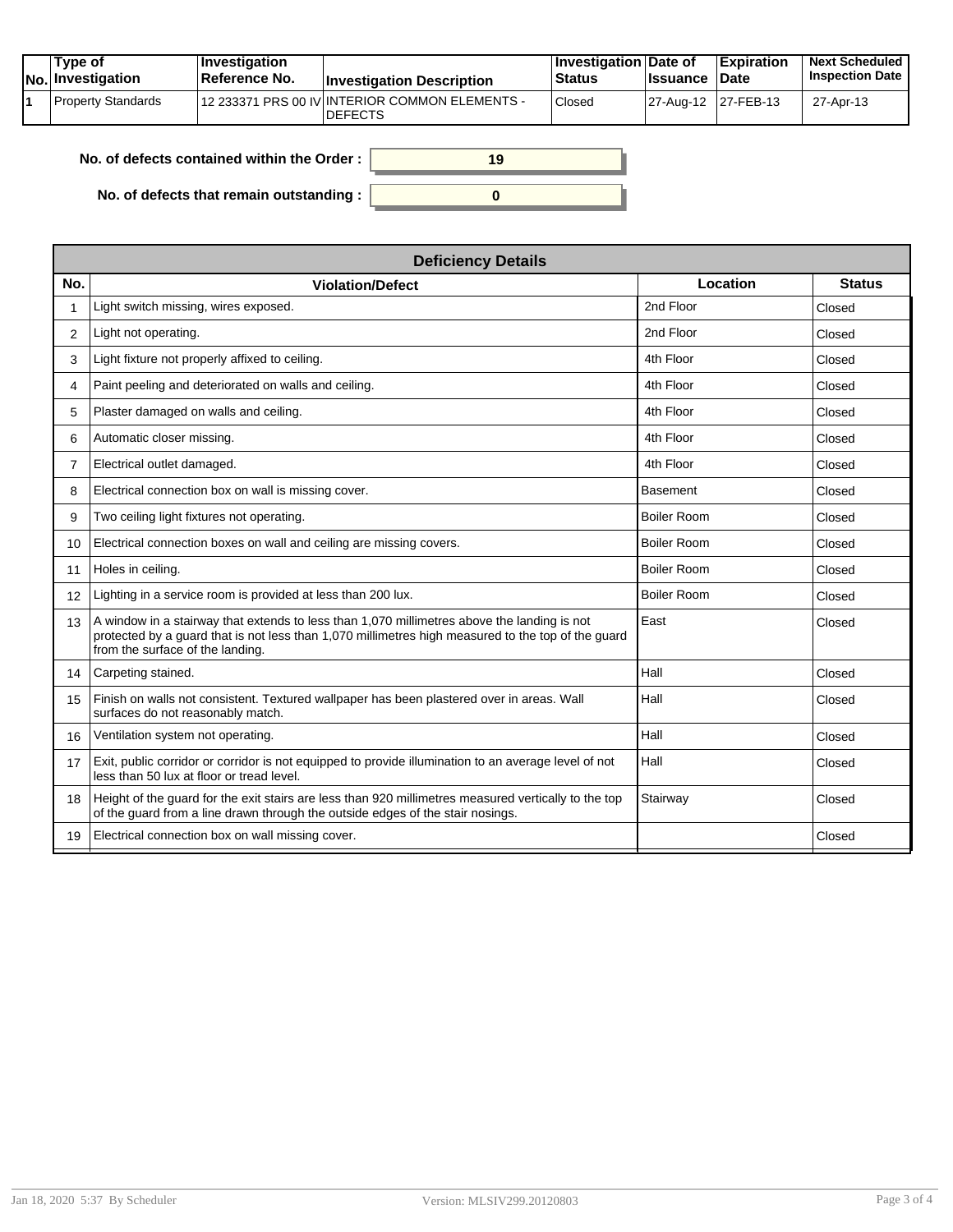| No. | Type of Investigation | Investigation Reference No. | Investigation Description | Investigation Status | Date of Issuance | Expiration Date | Next Scheduled Inspection Date |
|---|---|---|---|---|---|---|---|
| 1 | Property Standards | 12 233371 PRS 00 IV | INTERIOR COMMON ELEMENTS - DEFECTS | Closed | 27-Aug-12 | 27-FEB-13 | 27-Apr-13 |

**No. of defects contained within the Order :** 19

**No. of defects that remain outstanding :** 0

| Deficiency Details | | | |
|---|---|---|---|
| **No.** | **Violation/Defect** | **Location** | **Status** |
| 1 | Light switch missing, wires exposed. | 2nd Floor | Closed |
| 2 | Light not operating. | 2nd Floor | Closed |
| 3 | Light fixture not properly affixed to ceiling. | 4th Floor | Closed |
| 4 | Paint peeling and deteriorated on walls and ceiling. | 4th Floor | Closed |
| 5 | Plaster damaged on walls and ceiling. | 4th Floor | Closed |
| 6 | Automatic closer missing. | 4th Floor | Closed |
| 7 | Electrical outlet damaged. | 4th Floor | Closed |
| 8 | Electrical connection box on wall is missing cover. | Basement | Closed |
| 9 | Two ceiling light fixtures not operating. | Boiler Room | Closed |
| 10 | Electrical connection boxes on wall and ceiling are missing covers. | Boiler Room | Closed |
| 11 | Holes in ceiling. | Boiler Room | Closed |
| 12 | Lighting in a service room is provided at less than 200 lux. | Boiler Room | Closed |
| 13 | A window in a stairway that extends to less than 1,070 millimetres above the landing is not protected by a guard that is not less than 1,070 millimetres high measured to the top of the guard from the surface of the landing. | East | Closed |
| 14 | Carpeting stained. | Hall | Closed |
| 15 | Finish on walls not consistent. Textured wallpaper has been plastered over in areas. Wall surfaces do not reasonably match. | Hall | Closed |
| 16 | Ventilation system not operating. | Hall | Closed |
| 17 | Exit, public corridor or corridor is not equipped to provide illumination to an average level of not less than 50 lux at floor or tread level. | Hall | Closed |
| 18 | Height of the guard for the exit stairs are less than 920 millimetres measured vertically to the top of the guard from a line drawn through the outside edges of the stair nosings. | Stairway | Closed |
| 19 | Electrical connection box on wall missing cover. | | Closed |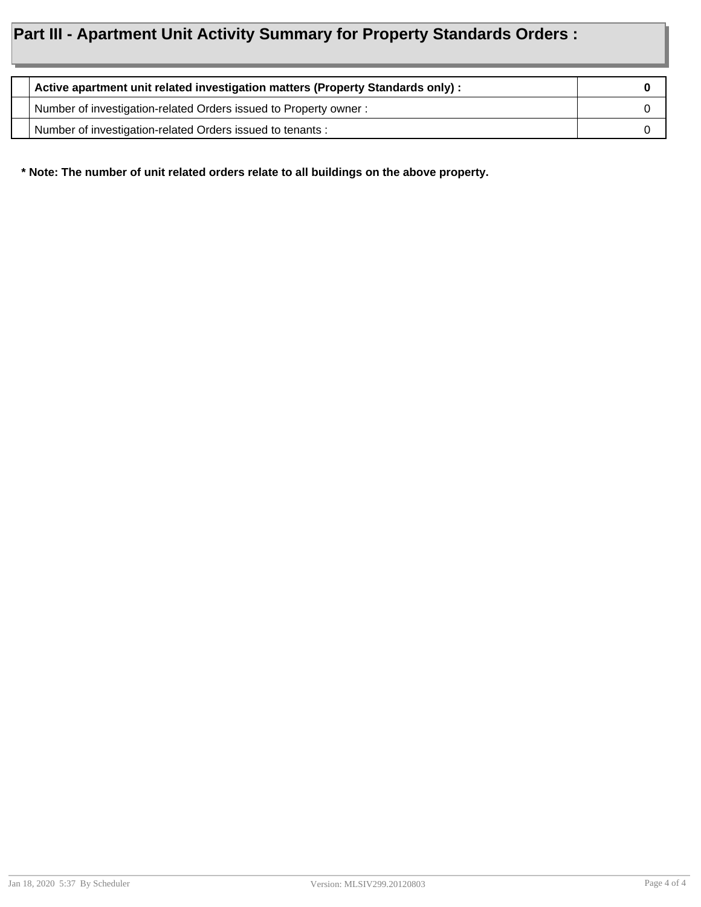## Part III - Apartment Unit Activity Summary for Property Standards Orders :

| | | |
|---|---|---|
| | **Active apartment unit related investigation matters (Property Standards only) :** | **0** |
| | Number of investigation-related Orders issued to Property owner : | 0 |
| | Number of investigation-related Orders issued to tenants : | 0 |

**\* Note: The number of unit related orders relate to all buildings on the above property.**